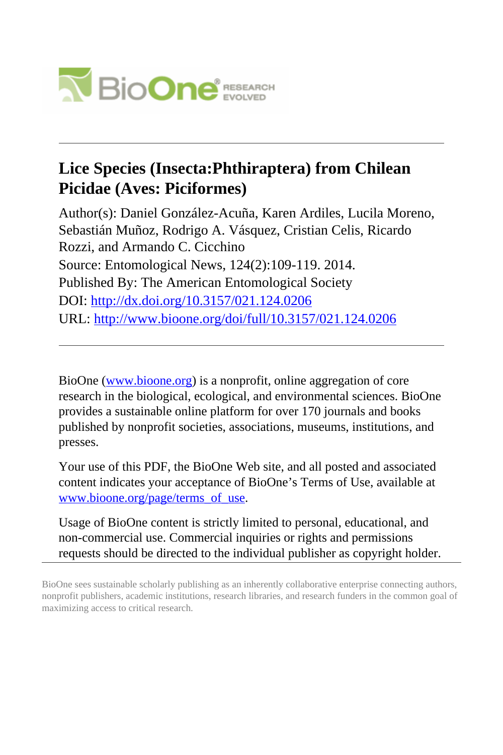# Lice Species (Insecta:Phthiraptera) from Chilean Picidae (Aves: Piciformes)

Author(s): Daniel González-Acuña, Karen Ardiles, Lucila Moreno, Sebastián Muñoz, Rodrigo A. Vásquez, Cristian Celis, Ricardo Rozzi, and Armando C. Cicchino

Source: Entomological News, 124(2):109-119. 2014.

Published By: The American Entomological Society

DOI: http://dx.doi.org/10.3157/021.124.0206

URL: http://www.bioone.org/doi/full/10.3157/021.124.0206

---

BioOne (www.bioone.org) is a nonprofit, online aggregation of core research in the biological, ecological, and environmental sciences. BioOne provides a sustainable online platform for over 170 journals and books published by nonprofit societies, associations, museums, institutions, and presses.

Your use of this PDF, the BioOne Web site, and all posted and associated content indicates your acceptance of BioOne's Terms of Use, available at www.bioone.org/page/terms_of_use.

Usage of BioOne content is strictly limited to personal, educational, and non-commercial use. Commercial inquiries or rights and permissions requests should be directed to the individual publisher as copyright holder.

BioOne sees sustainable scholarly publishing as an inherently collaborative enterprise connecting authors, nonprofit publishers, academic institutions, research libraries, and research funders in the common goal of maximizing access to critical research.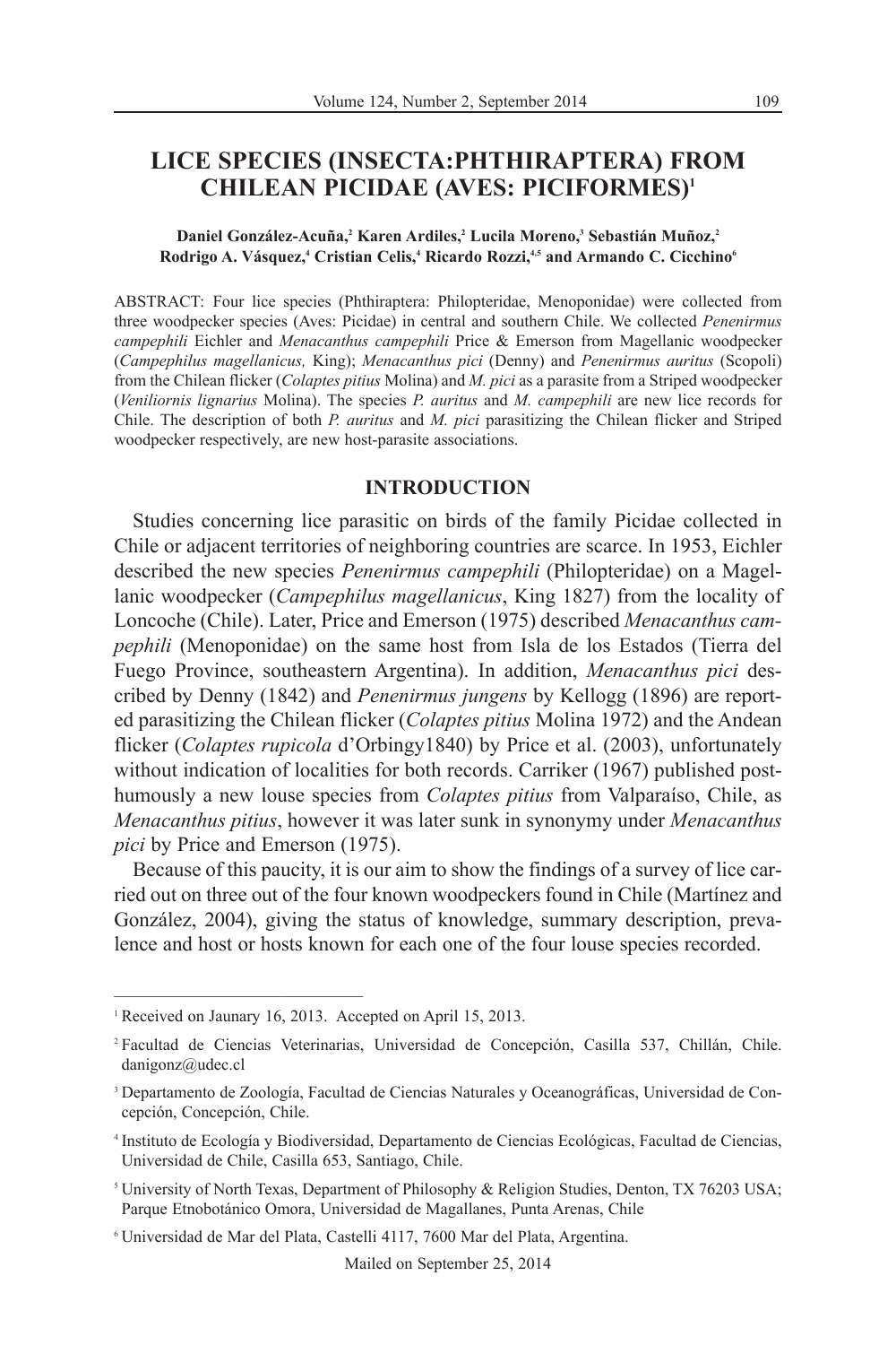# LICE SPECIES (INSECTA:PHTHIRAPTERA) FROM CHILEAN PICIDAE (AVES: PICIFORMES)[1]

**Daniel González-Acuña,[2] Karen Ardiles,[2] Lucila Moreno,[3] Sebastián Muñoz,[2] Rodrigo A. Vásquez,[4] Cristian Celis,[4] Ricardo Rozzi,[4,5] and Armando C. Cicchino[6]**

ABSTRACT: Four lice species (Phthiraptera: Philopteridae, Menoponidae) were collected from three woodpecker species (Aves: Picidae) in central and southern Chile. We collected *Penenirmus campephili* Eichler and *Menacanthus campephili* Price & Emerson from Magellanic woodpecker (*Campephilus magellanicus,* King); *Menacanthus pici* (Denny) and *Penenirmus auritus* (Scopoli) from the Chilean flicker (*Colaptes pitius* Molina) and *M. pici* as a parasite from a Striped woodpecker (*Veniliornis lignarius* Molina). The species *P. auritus* and *M. campephili* are new lice records for Chile. The description of both *P. auritus* and *M. pici* parasitizing the Chilean flicker and Striped woodpecker respectively, are new host-parasite associations.

## INTRODUCTION

Studies concerning lice parasitic on birds of the family Picidae collected in Chile or adjacent territories of neighboring countries are scarce. In 1953, Eichler described the new species *Penenirmus campephili* (Philopteridae) on a Magellanic woodpecker (*Campephilus magellanicus*, King 1827) from the locality of Loncoche (Chile). Later, Price and Emerson (1975) described *Menacanthus campephili* (Menoponidae) on the same host from Isla de los Estados (Tierra del Fuego Province, southeastern Argentina). In addition, *Menacanthus pici* described by Denny (1842) and *Penenirmus jungens* by Kellogg (1896) are reported parasitizing the Chilean flicker (*Colaptes pitius* Molina 1972) and the Andean flicker (*Colaptes rupicola* d'Orbingy1840) by Price et al. (2003), unfortunately without indication of localities for both records. Carriker (1967) published posthumously a new louse species from *Colaptes pitius* from Valparaíso, Chile, as *Menacanthus pitius*, however it was later sunk in synonymy under *Menacanthus pici* by Price and Emerson (1975).

Because of this paucity, it is our aim to show the findings of a survey of lice carried out on three out of the four known woodpeckers found in Chile (Martínez and González, 2004), giving the status of knowledge, summary description, prevalence and host or hosts known for each one of the four louse species recorded.

---

[1] Received on Jaunary 16, 2013. Accepted on April 15, 2013.

[2] Facultad de Ciencias Veterinarias, Universidad de Concepción, Casilla 537, Chillán, Chile. danigonz@udec.cl

[3] Departamento de Zoología, Facultad de Ciencias Naturales y Oceanográficas, Universidad de Concepción, Concepción, Chile.

[4] Instituto de Ecología y Biodiversidad, Departamento de Ciencias Ecológicas, Facultad de Ciencias, Universidad de Chile, Casilla 653, Santiago, Chile.

[5] University of North Texas, Department of Philosophy & Religion Studies, Denton, TX 76203 USA; Parque Etnobotánico Omora, Universidad de Magallanes, Punta Arenas, Chile

[6] Universidad de Mar del Plata, Castelli 4117, 7600 Mar del Plata, Argentina.

Mailed on September 25, 2014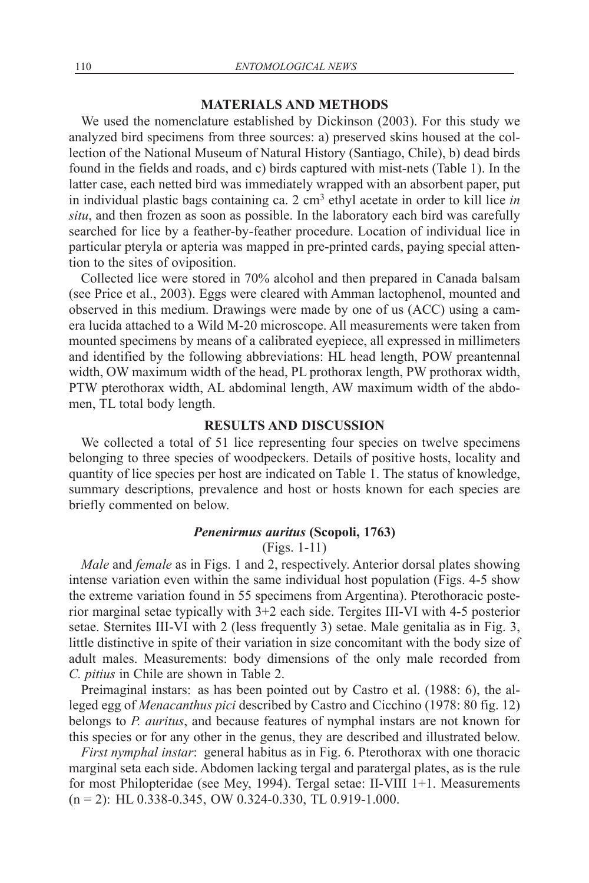## MATERIALS AND METHODS

We used the nomenclature established by Dickinson (2003). For this study we analyzed bird specimens from three sources: a) preserved skins housed at the collection of the National Museum of Natural History (Santiago, Chile), b) dead birds found in the fields and roads, and c) birds captured with mist-nets (Table 1). In the latter case, each netted bird was immediately wrapped with an absorbent paper, put in individual plastic bags containing ca. 2 $cm^3$ ethyl acetate in order to kill lice *in situ*, and then frozen as soon as possible. In the laboratory each bird was carefully searched for lice by a feather-by-feather procedure. Location of individual lice in particular pteryla or apteria was mapped in pre-printed cards, paying special attention to the sites of oviposition.

Collected lice were stored in 70% alcohol and then prepared in Canada balsam (see Price et al., 2003). Eggs were cleared with Amman lactophenol, mounted and observed in this medium. Drawings were made by one of us (ACC) using a camera lucida attached to a Wild M-20 microscope. All measurements were taken from mounted specimens by means of a calibrated eyepiece, all expressed in millimeters and identified by the following abbreviations: HL head length, POW preantennal width, OW maximum width of the head, PL prothorax length, PW prothorax width, PTW pterothorax width, AL abdominal length, AW maximum width of the abdomen, TL total body length.

## RESULTS AND DISCUSSION

We collected a total of 51 lice representing four species on twelve specimens belonging to three species of woodpeckers. Details of positive hosts, locality and quantity of lice species per host are indicated on Table 1. The status of knowledge, summary descriptions, prevalence and host or hosts known for each species are briefly commented on below.

### *Penenirmus auritus* (Scopoli, 1763)

(Figs. 1-11)

*Male* and *female* as in Figs. 1 and 2, respectively. Anterior dorsal plates showing intense variation even within the same individual host population (Figs. 4-5 show the extreme variation found in 55 specimens from Argentina). Pterothoracic posterior marginal setae typically with 3+2 each side. Tergites III-VI with 4-5 posterior setae. Sternites III-VI with 2 (less frequently 3) setae. Male genitalia as in Fig. 3, little distinctive in spite of their variation in size concomitant with the body size of adult males. Measurements: body dimensions of the only male recorded from *C. pitius* in Chile are shown in Table 2.

Preimaginal instars: as has been pointed out by Castro et al. (1988: 6), the alleged egg of *Menacanthus pici* described by Castro and Cicchino (1978: 80 fig. 12) belongs to *P. auritus*, and because features of nymphal instars are not known for this species or for any other in the genus, they are described and illustrated below.

*First nymphal instar*: general habitus as in Fig. 6. Pterothorax with one thoracic marginal seta each side. Abdomen lacking tergal and paratergal plates, as is the rule for most Philopteridae (see Mey, 1994). Tergal setae: II-VIII 1+1. Measurements (n = 2): HL 0.338-0.345, OW 0.324-0.330, TL 0.919-1.000.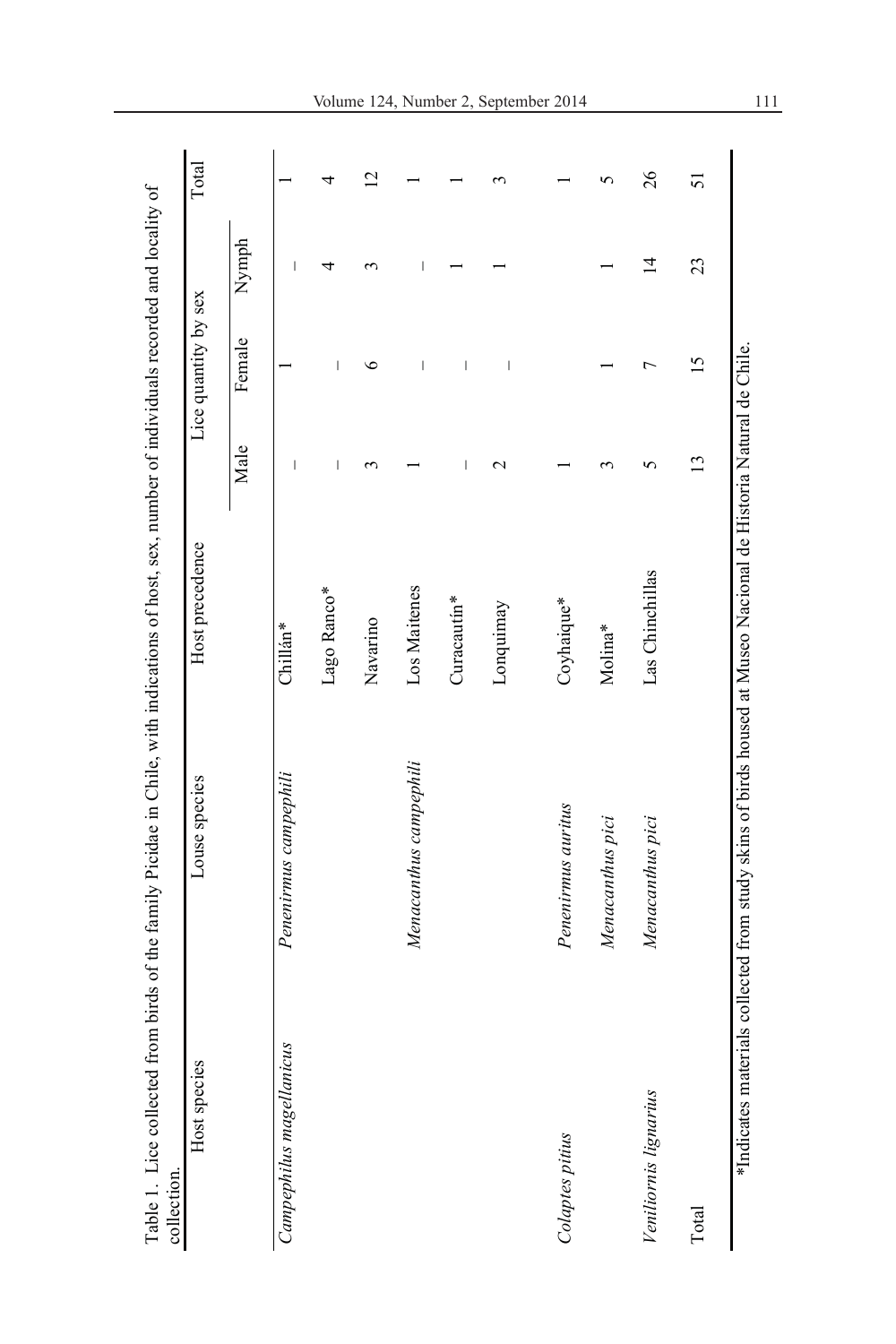Table 1. Lice collected from birds of the family Picidae in Chile, with indications of host, sex, number of individuals recorded and locality of collection.

| Host species | Louse species | Host precedence | Lice quantity by sex | | | Total |
|---|---|---|---|---|---|---|
| | | | Male | Female | Nymph | |
| *Campephilus magellanicus* | *Penenirmus campephili* | Chillán* | – | 1 | – | 1 |
| | | Lago Ranco* | – | – | 4 | 4 |
| | | Navarino | 3 | 6 | 3 | 12 |
| | *Menacanthus campephili* | Los Maitenes | 1 | – | – | 1 |
| | | Curacautín* | – | – | 1 | 1 |
| | | Lonquimay | 2 | – | 1 | 3 |
| *Colaptes pitius* | *Penenirmus auritus* | Coyhaique* | 1 | | | 1 |
| | *Menacanthus pici* | Molina* | 3 | 1 | 1 | 5 |
| *Veniliornis lignarius* | *Menacanthus pici* | Las Chinchillas | 5 | 7 | 14 | 26 |
| Total | | | 13 | 15 | 23 | 51 |

*Indicates materials collected from study skins of birds housed at Museo Nacional de Historia Natural de Chile.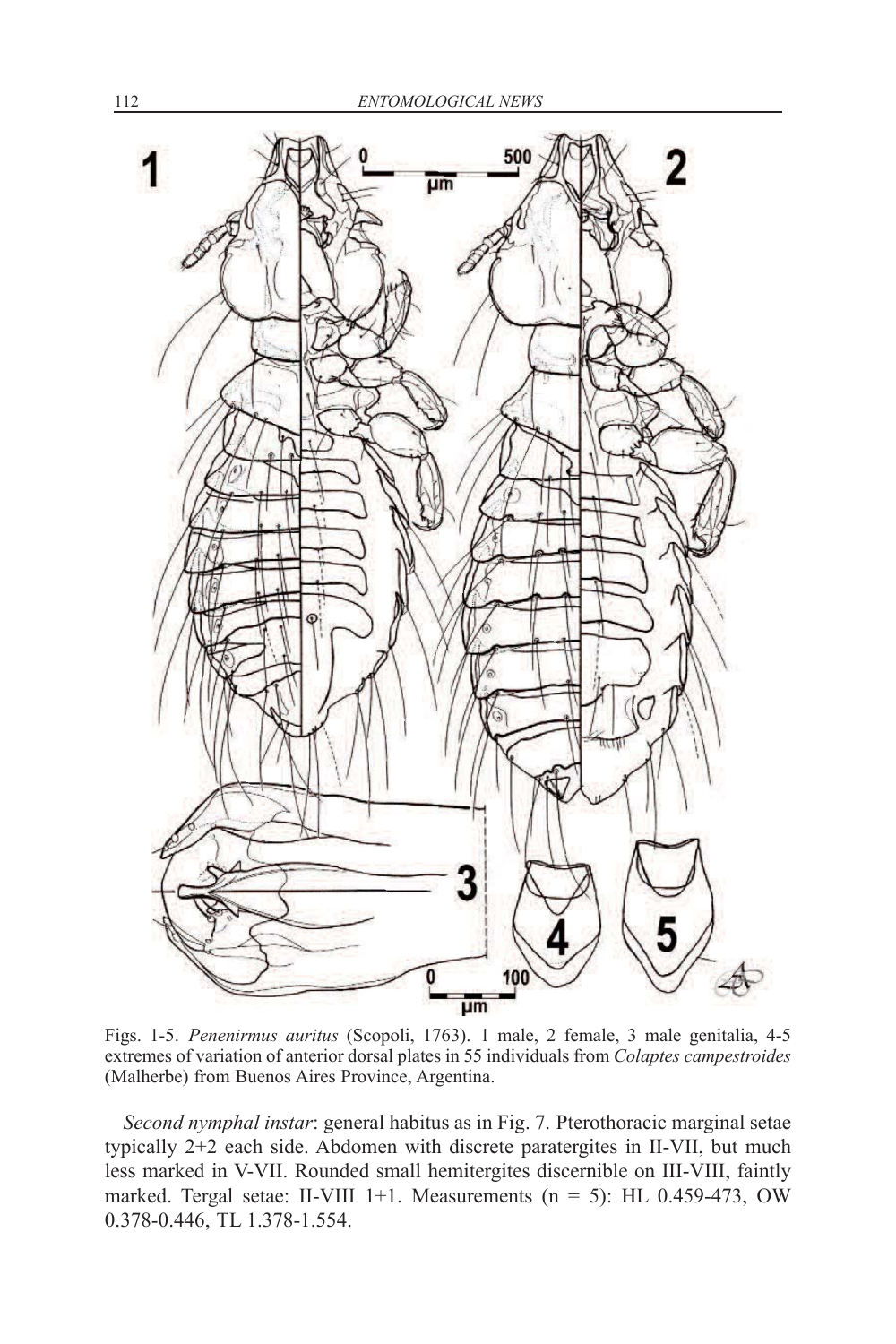Figs. 1-5. *Penenirmus auritus* (Scopoli, 1763). 1 male, 2 female, 3 male genitalia, 4-5 extremes of variation of anterior dorsal plates in 55 individuals from *Colaptes campestroides* (Malherbe) from Buenos Aires Province, Argentina.

*Second nymphal instar*: general habitus as in Fig. 7. Pterothoracic marginal setae typically 2+2 each side. Abdomen with discrete paratergites in II-VII, but much less marked in V-VII. Rounded small hemitergites discernible on III-VIII, faintly marked. Tergal setae: II-VIII 1+1. Measurements (n = 5): HL 0.459-473, OW 0.378-0.446, TL 1.378-1.554.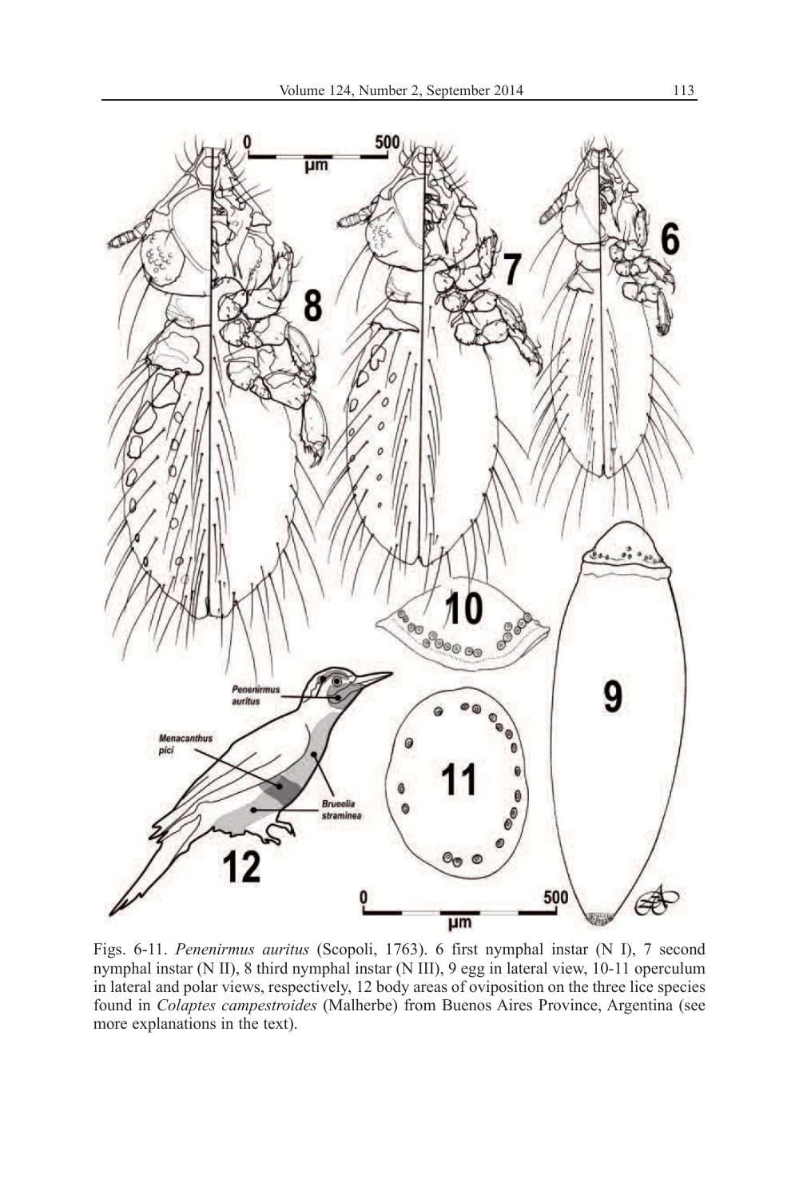Figs. 6-11. *Penenirmus auritus* (Scopoli, 1763). 6 first nymphal instar (N I), 7 second nymphal instar (N II), 8 third nymphal instar (N III), 9 egg in lateral view, 10-11 operculum in lateral and polar views, respectively, 12 body areas of oviposition on the three lice species found in *Colaptes campestroides* (Malherbe) from Buenos Aires Province, Argentina (see more explanations in the text).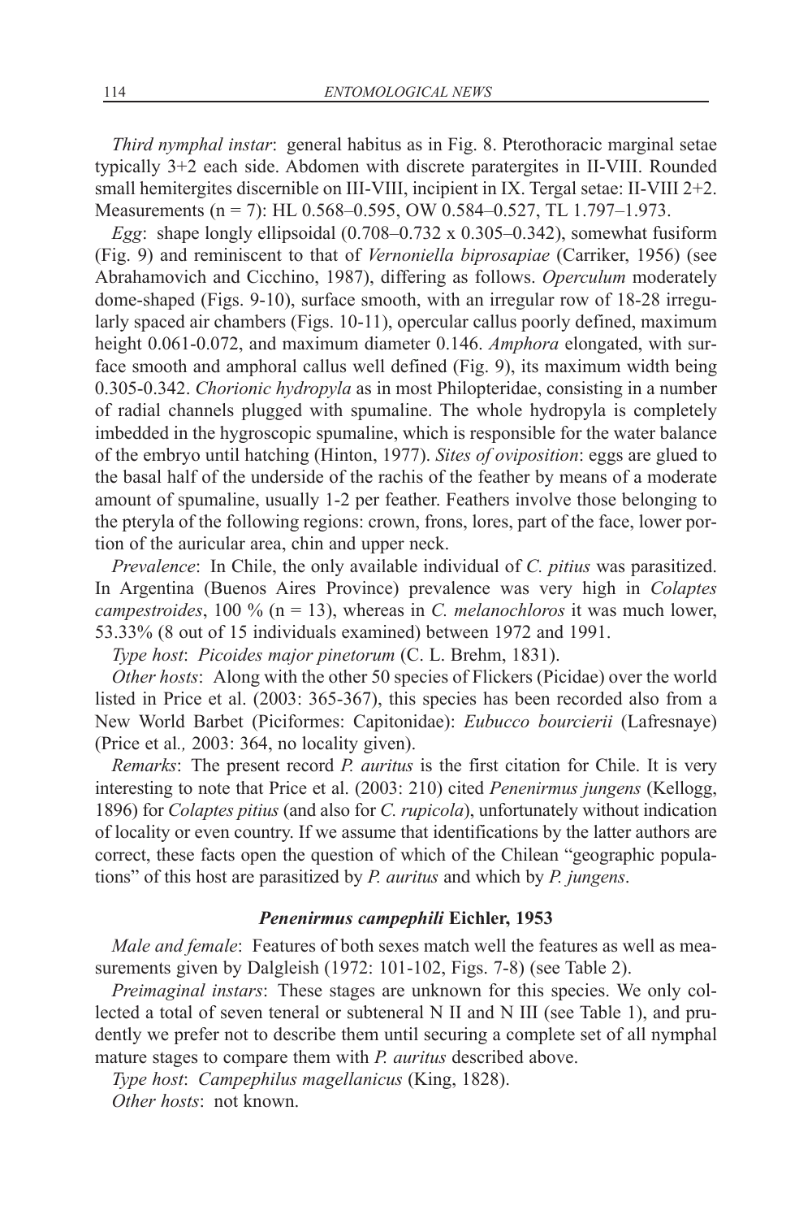*Third nymphal instar*: general habitus as in Fig. 8. Pterothoracic marginal setae typically 3+2 each side. Abdomen with discrete paratergites in II-VIII. Rounded small hemitergites discernible on III-VIII, incipient in IX. Tergal setae: II-VIII 2+2. Measurements (n = 7): HL 0.568–0.595, OW 0.584–0.527, TL 1.797–1.973.

*Egg*: shape longly ellipsoidal (0.708–0.732 x 0.305–0.342), somewhat fusiform (Fig. 9) and reminiscent to that of *Vernoniella biprosapiae* (Carriker, 1956) (see Abrahamovich and Cicchino, 1987), differing as follows. *Operculum* moderately dome-shaped (Figs. 9-10), surface smooth, with an irregular row of 18-28 irregularly spaced air chambers (Figs. 10-11), opercular callus poorly defined, maximum height 0.061-0.072, and maximum diameter 0.146. *Amphora* elongated, with surface smooth and amphoral callus well defined (Fig. 9), its maximum width being 0.305-0.342. *Chorionic hydropyla* as in most Philopteridae, consisting in a number of radial channels plugged with spumaline. The whole hydropyla is completely imbedded in the hygroscopic spumaline, which is responsible for the water balance of the embryo until hatching (Hinton, 1977). *Sites of oviposition*: eggs are glued to the basal half of the underside of the rachis of the feather by means of a moderate amount of spumaline, usually 1-2 per feather. Feathers involve those belonging to the pteryla of the following regions: crown, frons, lores, part of the face, lower portion of the auricular area, chin and upper neck.

*Prevalence*: In Chile, the only available individual of *C. pitius* was parasitized. In Argentina (Buenos Aires Province) prevalence was very high in *Colaptes campestroides*, 100 % (n = 13), whereas in *C. melanochloros* it was much lower, 53.33% (8 out of 15 individuals examined) between 1972 and 1991.

*Type host*: *Picoides major pinetorum* (C. L. Brehm, 1831).

*Other hosts*: Along with the other 50 species of Flickers (Picidae) over the world listed in Price et al. (2003: 365-367), this species has been recorded also from a New World Barbet (Piciformes: Capitonidae): *Eubucco bourcierii* (Lafresnaye) (Price et al*.,* 2003: 364, no locality given).

*Remarks*: The present record *P. auritus* is the first citation for Chile. It is very interesting to note that Price et al. (2003: 210) cited *Penenirmus jungens* (Kellogg, 1896) for *Colaptes pitius* (and also for *C. rupicola*), unfortunately without indication of locality or even country. If we assume that identifications by the latter authors are correct, these facts open the question of which of the Chilean "geographic populations" of this host are parasitized by *P. auritus* and which by *P. jungens*.

### *Penenirmus campephili* Eichler, 1953

*Male and female*: Features of both sexes match well the features as well as measurements given by Dalgleish (1972: 101-102, Figs. 7-8) (see Table 2).

*Preimaginal instars*: These stages are unknown for this species. We only collected a total of seven teneral or subteneral N II and N III (see Table 1), and prudently we prefer not to describe them until securing a complete set of all nymphal mature stages to compare them with *P. auritus* described above.

*Type host*: *Campephilus magellanicus* (King, 1828).

*Other hosts*: not known.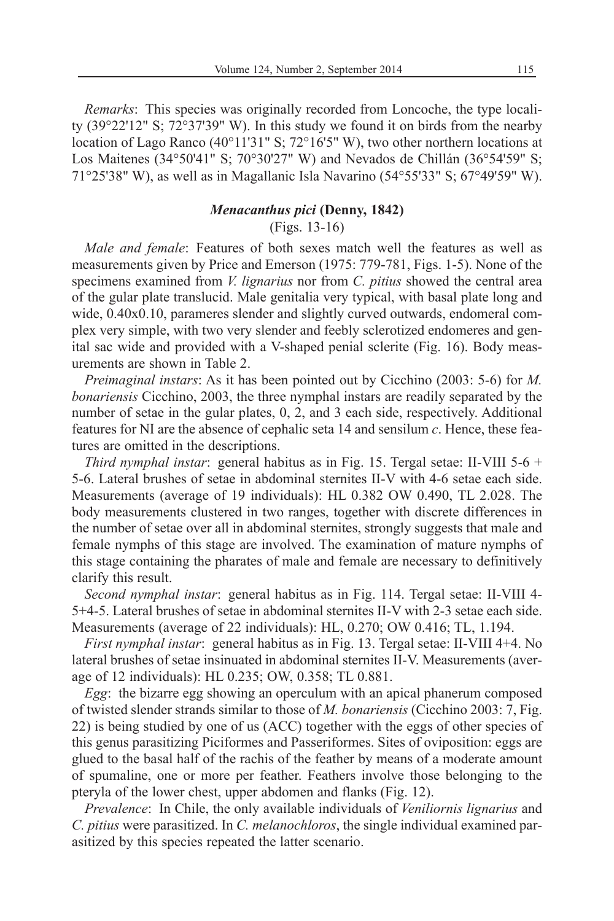*Remarks*: This species was originally recorded from Loncoche, the type locality (39°22'12" S; 72°37'39" W). In this study we found it on birds from the nearby location of Lago Ranco (40°11'31" S; 72°16'5" W), two other northern locations at Los Maitenes (34°50'41" S; 70°30'27" W) and Nevados de Chillán (36°54'59" S; 71°25'38" W), as well as in Magallanic Isla Navarino (54°55'33" S; 67°49'59" W).

### *Menacanthus pici* (Denny, 1842)

(Figs. 13-16)

*Male and female*: Features of both sexes match well the features as well as measurements given by Price and Emerson (1975: 779-781, Figs. 1-5). None of the specimens examined from *V. lignarius* nor from *C. pitius* showed the central area of the gular plate translucid. Male genitalia very typical, with basal plate long and wide, 0.40x0.10, parameres slender and slightly curved outwards, endomeral complex very simple, with two very slender and feebly sclerotized endomeres and genital sac wide and provided with a V-shaped penial sclerite (Fig. 16). Body measurements are shown in Table 2.

*Preimaginal instars*: As it has been pointed out by Cicchino (2003: 5-6) for *M. bonariensis* Cicchino, 2003, the three nymphal instars are readily separated by the number of setae in the gular plates, 0, 2, and 3 each side, respectively. Additional features for NI are the absence of cephalic seta 14 and sensilum *c*. Hence, these features are omitted in the descriptions.

*Third nymphal instar*: general habitus as in Fig. 15. Tergal setae: II-VIII 5-6 + 5-6. Lateral brushes of setae in abdominal sternites II-V with 4-6 setae each side. Measurements (average of 19 individuals): HL 0.382 OW 0.490, TL 2.028. The body measurements clustered in two ranges, together with discrete differences in the number of setae over all in abdominal sternites, strongly suggests that male and female nymphs of this stage are involved. The examination of mature nymphs of this stage containing the pharates of male and female are necessary to definitively clarify this result.

*Second nymphal instar*: general habitus as in Fig. 114. Tergal setae: II-VIII 4-5+4-5. Lateral brushes of setae in abdominal sternites II-V with 2-3 setae each side. Measurements (average of 22 individuals): HL, 0.270; OW 0.416; TL, 1.194.

*First nymphal instar*: general habitus as in Fig. 13. Tergal setae: II-VIII 4+4. No lateral brushes of setae insinuated in abdominal sternites II-V. Measurements (average of 12 individuals): HL 0.235; OW, 0.358; TL 0.881.

*Egg*: the bizarre egg showing an operculum with an apical phanerum composed of twisted slender strands similar to those of *M. bonariensis* (Cicchino 2003: 7, Fig. 22) is being studied by one of us (ACC) together with the eggs of other species of this genus parasitizing Piciformes and Passeriformes. Sites of oviposition: eggs are glued to the basal half of the rachis of the feather by means of a moderate amount of spumaline, one or more per feather. Feathers involve those belonging to the pteryla of the lower chest, upper abdomen and flanks (Fig. 12).

*Prevalence*: In Chile, the only available individuals of *Veniliornis lignarius* and *C. pitius* were parasitized. In *C. melanochloros*, the single individual examined parasitized by this species repeated the latter scenario.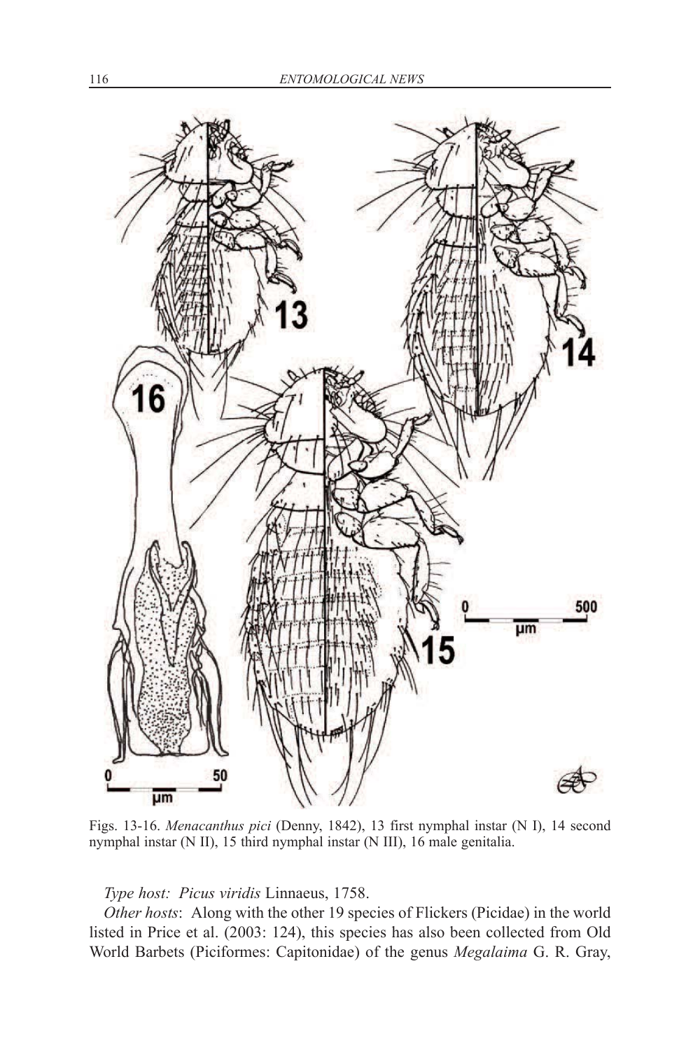Figs. 13-16. *Menacanthus pici* (Denny, 1842), 13 first nymphal instar (N I), 14 second nymphal instar (N II), 15 third nymphal instar (N III), 16 male genitalia.

*Type host: Picus viridis* Linnaeus, 1758.

*Other hosts*: Along with the other 19 species of Flickers (Picidae) in the world listed in Price et al. (2003: 124), this species has also been collected from Old World Barbets (Piciformes: Capitonidae) of the genus *Megalaima* G. R. Gray,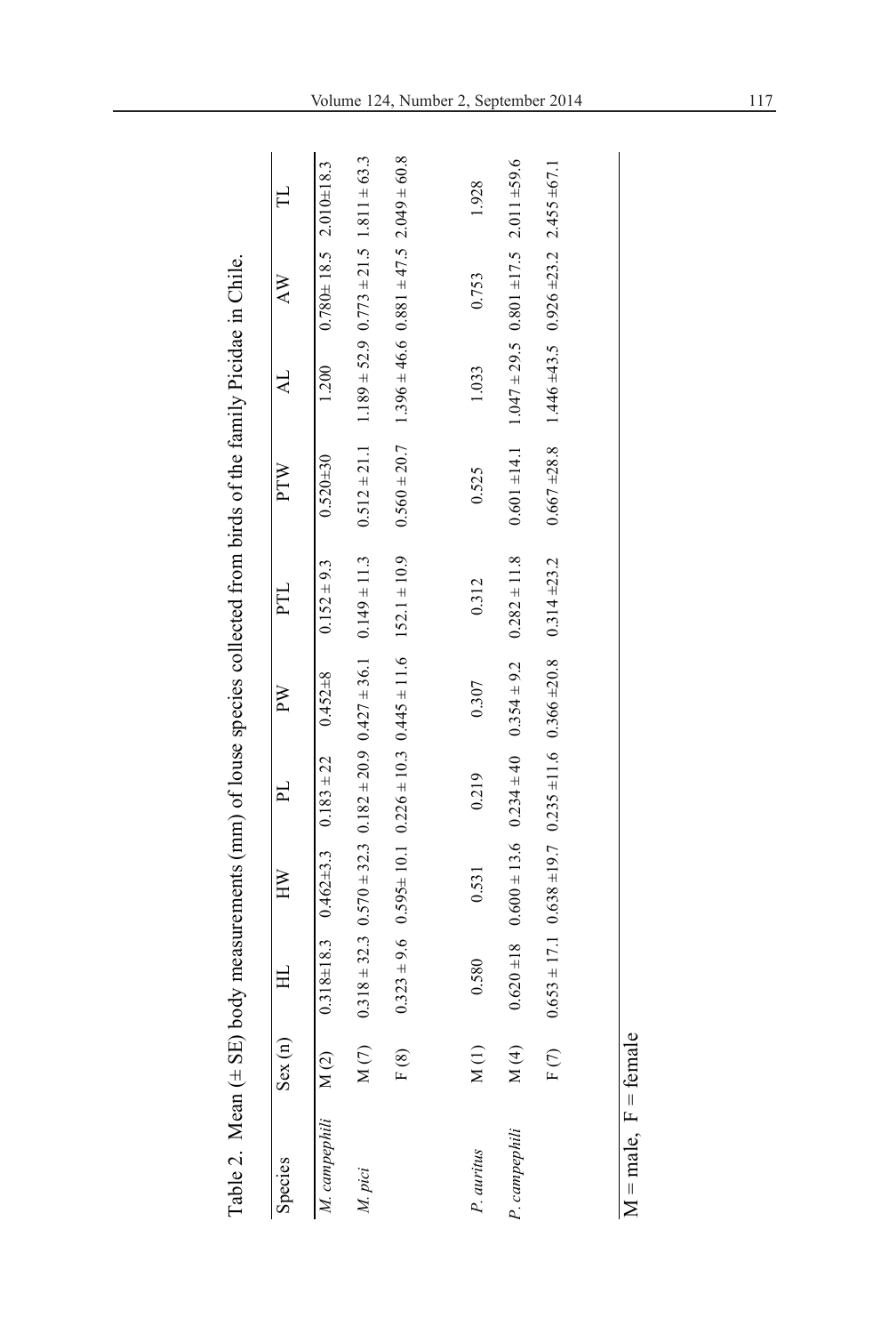Table 2. Mean (± SE) body measurements (mm) of louse species collected from birds of the family Picidae in Chile.

| Species | Sex (n) | HL | HW | PL | PW | PTL | PTW | AL | AW | TL |
|---|---|---|---|---|---|---|---|---|---|---|
| *M. campephili* | M (2) | 0.318±18.3 | 0.462±3.3 | 0.183 ± 22 | 0.452±8 | 0.152 ± 9.3 | 0.520±30 | 1.200 | 0.780± 18.5 | 2.010±18.3 |
| *M. pici* | M (7) | 0.318 ± 32.3 | 0.570 ± 32.3 | 0.182 ± 20.9 | 0.427 ± 36.1 | 0.149 ± 11.3 | 0.512 ± 21.1 | 1.189 ± 52.9 | 0.773 ± 21.5 | 1.811 ± 63.3 |
| | F (8) | 0.323 ± 9.6 | 0.595± 10.1 | 0.226 ± 10.3 | 0.445 ± 11.6 | 152.1 ± 10.9 | 0.560 ± 20.7 | 1.396 ± 46.6 | 0.881 ± 47.5 | 2.049 ± 60.8 |
| *P. auritus* | M (1) | 0.580 | 0.531 | 0.219 | 0.307 | 0.312 | 0.525 | 1.033 | 0.753 | 1.928 |
| *P. campephili* | M (4) | 0.620 ±18 | 0.600 ± 13.6 | 0.234 ± 40 | 0.354 ± 9.2 | 0.282 ± 11.8 | 0.601 ±14.1 | 1.047 ± 29.5 | 0.801 ±17.5 | 2.011 ±59.6 |
| | F (7) | 0.653 ± 17.1 | 0.638 ±19.7 | 0.235 ±11.6 | 0.366 ±20.8 | 0.314 ±23.2 | 0.667 ±28.8 | 1.446 ±43.5 | 0.926 ±23.2 | 2.455 ±67.1 |

M = male, F = female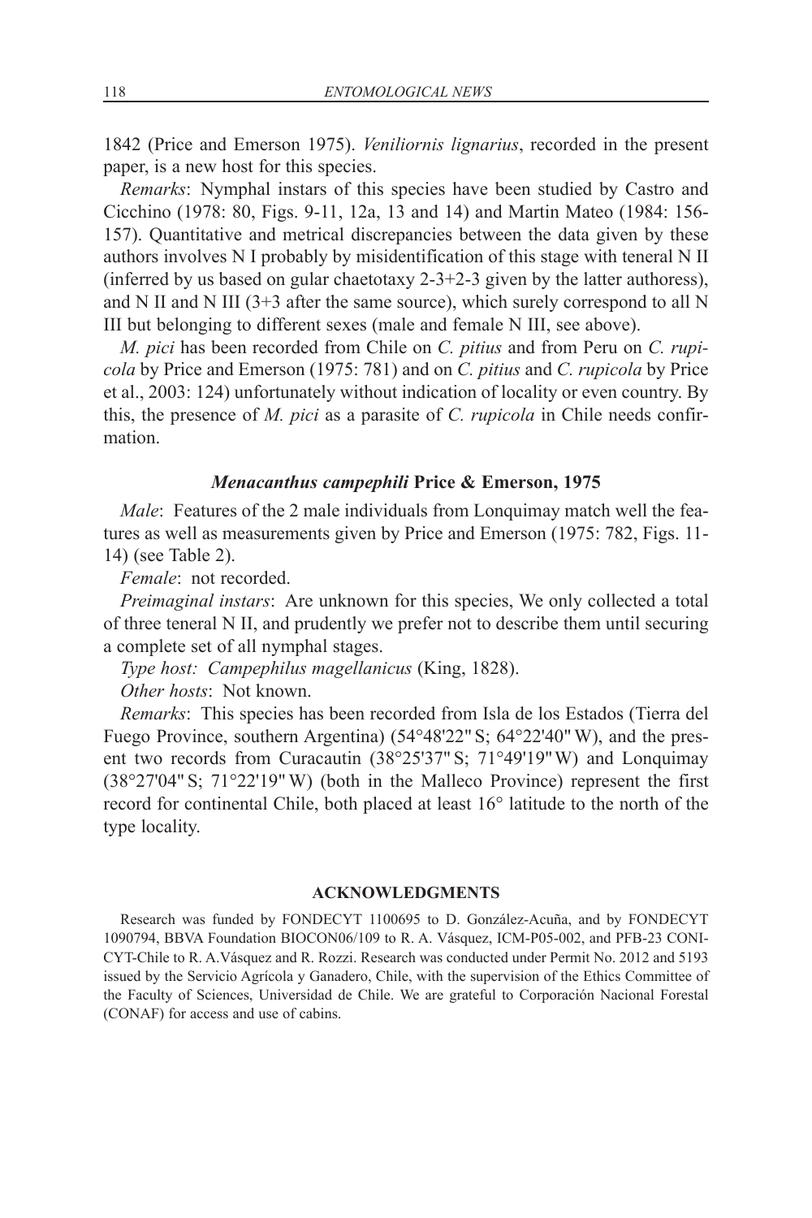1842 (Price and Emerson 1975). *Veniliornis lignarius*, recorded in the present paper, is a new host for this species.

*Remarks*: Nymphal instars of this species have been studied by Castro and Cicchino (1978: 80, Figs. 9-11, 12a, 13 and 14) and Martin Mateo (1984: 156-157). Quantitative and metrical discrepancies between the data given by these authors involves N I probably by misidentification of this stage with teneral N II (inferred by us based on gular chaetotaxy 2-3+2-3 given by the latter authoress), and N II and N III (3+3 after the same source), which surely correspond to all N III but belonging to different sexes (male and female N III, see above).

*M. pici* has been recorded from Chile on *C. pitius* and from Peru on *C. rupicola* by Price and Emerson (1975: 781) and on *C. pitius* and *C. rupicola* by Price et al., 2003: 124) unfortunately without indication of locality or even country. By this, the presence of *M. pici* as a parasite of *C. rupicola* in Chile needs confirmation.

### *Menacanthus campephili* Price & Emerson, 1975

*Male*: Features of the 2 male individuals from Lonquimay match well the features as well as measurements given by Price and Emerson (1975: 782, Figs. 11-14) (see Table 2).

*Female*: not recorded.

*Preimaginal instars*: Are unknown for this species, We only collected a total of three teneral N II, and prudently we prefer not to describe them until securing a complete set of all nymphal stages.

*Type host: Campephilus magellanicus* (King, 1828).

*Other hosts*: Not known.

*Remarks*: This species has been recorded from Isla de los Estados (Tierra del Fuego Province, southern Argentina) (54°48'22" S; 64°22'40" W), and the present two records from Curacautin (38°25'37" S; 71°49'19" W) and Lonquimay (38°27'04" S; 71°22'19" W) (both in the Malleco Province) represent the first record for continental Chile, both placed at least 16° latitude to the north of the type locality.

## ACKNOWLEDGMENTS

Research was funded by FONDECYT 1100695 to D. González-Acuña, and by FONDECYT 1090794, BBVA Foundation BIOCON06/109 to R. A. Vásquez, ICM-P05-002, and PFB-23 CONICYT-Chile to R. A.Vásquez and R. Rozzi. Research was conducted under Permit No. 2012 and 5193 issued by the Servicio Agrícola y Ganadero, Chile, with the supervision of the Ethics Committee of the Faculty of Sciences, Universidad de Chile. We are grateful to Corporación Nacional Forestal (CONAF) for access and use of cabins.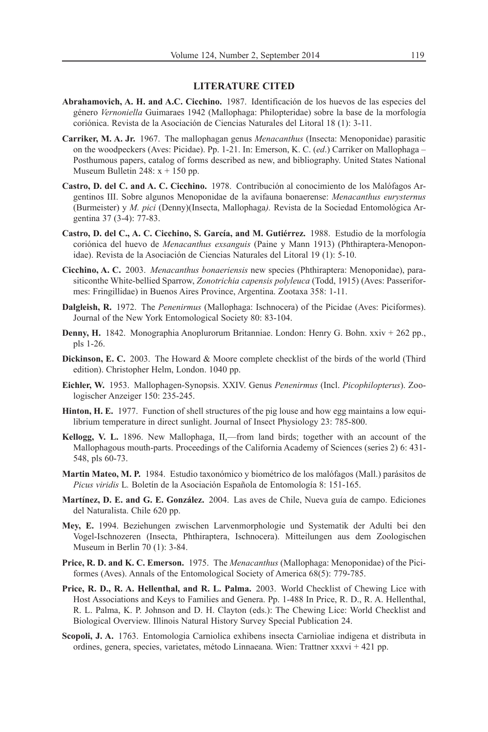## LITERATURE CITED

**Abrahamovich, A. H. and A.C. Cicchino.** 1987. Identificación de los huevos de las especies del género *Vernoniella* Guimaraes 1942 (Mallophaga: Philopteridae) sobre la base de la morfología coriónica. Revista de la Asociación de Ciencias Naturales del Litoral 18 (1): 3-11.

**Carriker, M. A. Jr.** 1967. The mallophagan genus *Menacanthus* (Insecta: Menoponidae) parasitic on the woodpeckers (Aves: Picidae). Pp. 1-21. In: Emerson, K. C. (*ed*.) Carriker on Mallophaga – Posthumous papers, catalog of forms described as new, and bibliography. United States National Museum Bulletin 248: x + 150 pp.

**Castro, D. del C. and A. C. Cicchino.** 1978. Contribución al conocimiento de los Malófagos Argentinos III. Sobre algunos Menoponidae de la avifauna bonaerense: *Menacanthus eurysternus* (Burmeister) y *M. pici* (Denny)(Insecta, Mallophaga*)*. Revista de la Sociedad Entomológica Argentina 37 (3-4): 77-83.

**Castro, D. del C., A. C. Cicchino, S. García, and M. Gutiérrez.** 1988. Estudio de la morfología coriónica del huevo de *Menacanthus exsanguis* (Paine y Mann 1913) (Phthiraptera-Menoponidae). Revista de la Asociación de Ciencias Naturales del Litoral 19 (1): 5-10.

**Cicchino, A. C.** 2003. *Menacanthus bonaeriensis* new species (Phthiraptera: Menoponidae), parasiticonthe White-bellied Sparrow, *Zonotrichia capensis polyleuca* (Todd, 1915) (Aves: Passeriformes: Fringillidae) in Buenos Aires Province, Argentina. Zootaxa 358: 1-11.

**Dalgleish, R.** 1972. The *Penenirmus* (Mallophaga: Ischnocera) of the Picidae (Aves: Piciformes). Journal of the New York Entomological Society 80: 83-104.

**Denny, H.** 1842. Monographia Anoplurorum Britanniae. London: Henry G. Bohn. xxiv + 262 pp., pls 1-26.

**Dickinson, E. C.** 2003. The Howard & Moore complete checklist of the birds of the world (Third edition). Christopher Helm, London. 1040 pp.

**Eichler, W.** 1953. Mallophagen-Synopsis. XXIV. Genus *Penenirmus* (Incl. *Picophilopterus*). Zoologischer Anzeiger 150: 235-245.

**Hinton, H. E.** 1977. Function of shell structures of the pig louse and how egg maintains a low equilibrium temperature in direct sunlight. Journal of Insect Physiology 23: 785-800.

**Kellogg, V. L.** 1896. New Mallophaga, II,—from land birds; together with an account of the Mallophagous mouth-parts. Proceedings of the California Academy of Sciences (series 2) 6: 431-548, pls 60-73.

**Martin Mateo, M. P.** 1984. Estudio taxonómico y biométrico de los malófagos (Mall.) parásitos de *Picus viridis* L*.* Boletín de la Asociación Española de Entomología 8: 151-165.

**Martínez, D. E. and G. E. González.** 2004. Las aves de Chile, Nueva guía de campo. Ediciones del Naturalista. Chile 620 pp.

**Mey, E.** 1994. Beziehungen zwischen Larvenmorphologie und Systematik der Adulti bei den Vogel-Ischnozeren (Insecta, Phthiraptera, Ischnocera). Mitteilungen aus dem Zoologischen Museum in Berlin 70 (1): 3-84.

**Price, R. D. and K. C. Emerson.** 1975. The *Menacanthus* (Mallophaga: Menoponidae) of the Piciformes (Aves). Annals of the Entomological Society of America 68(5): 779-785.

**Price, R. D., R. A. Hellenthal, and R. L. Palma.** 2003. World Checklist of Chewing Lice with Host Associations and Keys to Families and Genera. Pp. 1-488 In Price, R. D., R. A. Hellenthal, R. L. Palma, K. P. Johnson and D. H. Clayton (eds.): The Chewing Lice: World Checklist and Biological Overview. Illinois Natural History Survey Special Publication 24.

**Scopoli, J. A.** 1763. Entomologia Carniolica exhibens insecta Carnioliae indigena et distributa in ordines, genera, species, varietates, método Linnaeana. Wien: Trattner xxxvi + 421 pp.